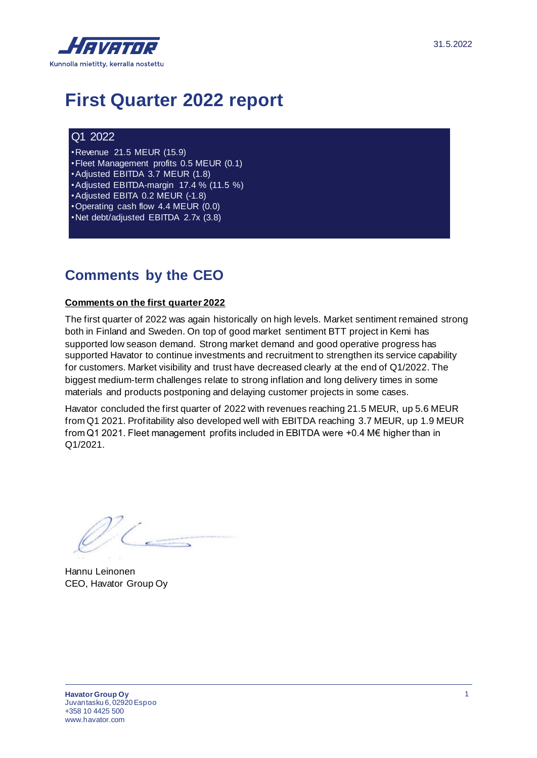Havator

Kunnolla mietitty, kerralla nostettu

31.5.2022

# First Quarter 2022 report

## Q1 2022

- Revenue 21.5 MEUR (15.9)
- Fleet Management profits 0.5 MEUR (0.1)
- Adjusted EBITDA 3.7 MEUR (1.8)
- Adjusted EBITDA-margin 17.4 % (11.5 %)
- Adjusted EBITA 0.2 MEUR (-1.8)
- Operating cash flow 4.4 MEUR (0.0)
- Net debt/adjusted EBITDA 2.7x (3.8)

## Comments by the CEO

**Comments on the first quarter 2022**

The first quarter of 2022 was again historically on high levels. Market sentiment remained strong both in Finland and Sweden. On top of good market sentiment BTT project in Kemi has supported low season demand. Strong market demand and good operative progress has supported Havator to continue investments and recruitment to strengthen its service capability for customers. Market visibility and trust have decreased clearly at the end of Q1/2022. The biggest medium-term challenges relate to strong inflation and long delivery times in some materials and products postponing and delaying customer projects in some cases.

Havator concluded the first quarter of 2022 with revenues reaching 21.5 MEUR, up 5.6 MEUR from Q1 2021. Profitability also developed well with EBITDA reaching 3.7 MEUR, up 1.9 MEUR from Q1 2021. Fleet management profits included in EBITDA were +0.4 M€ higher than in Q1/2021.

Hannu Leinonen
CEO, Havator Group Oy

**Havator Group Oy**
Juvantasku 6, 02920 Espoo
+358 10 4425 500
www.havator.com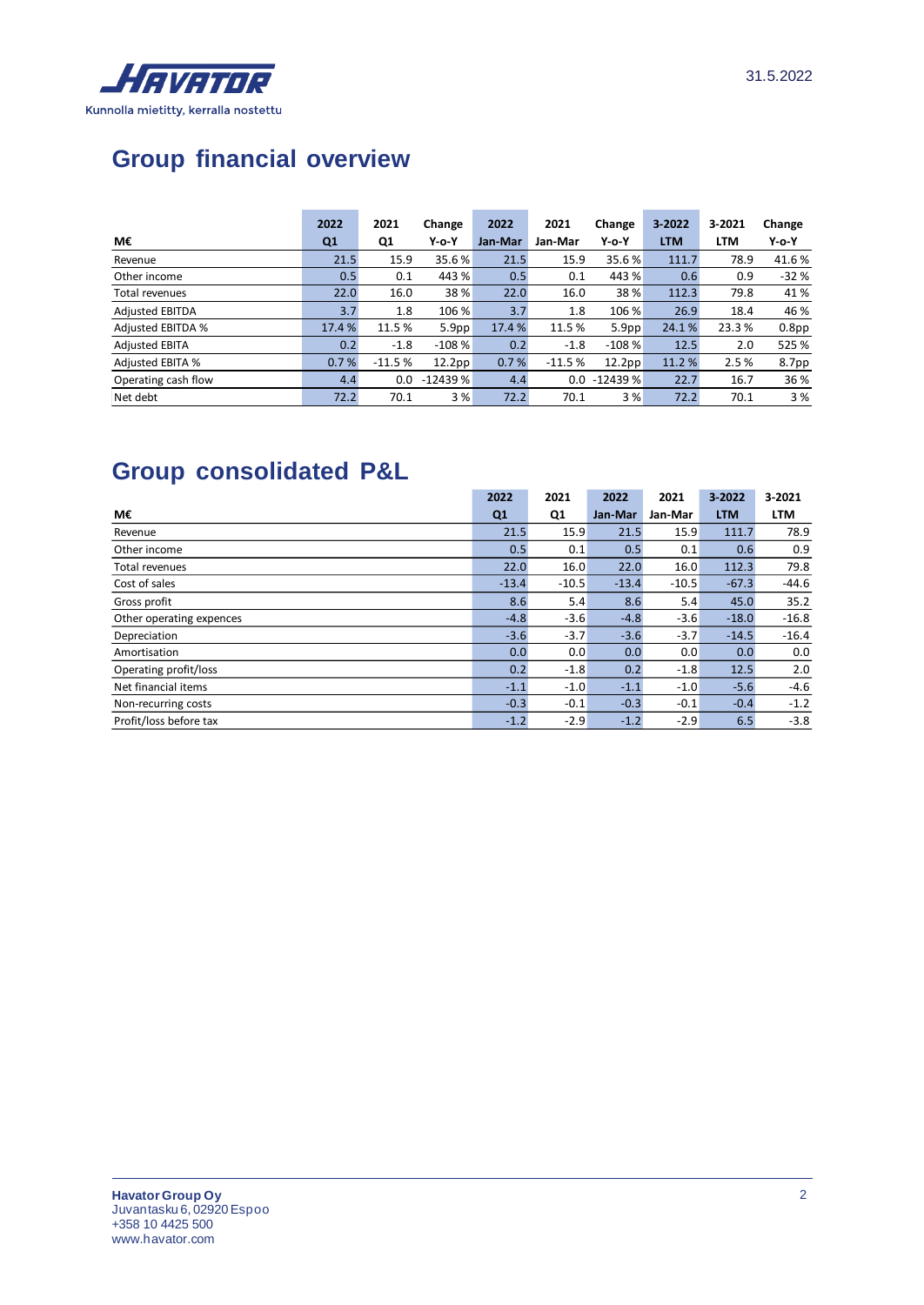# Group financial overview

| M€ | 2022 Q1 | 2021 Q1 | Change Y-o-Y | 2022 Jan-Mar | 2021 Jan-Mar | Change Y-o-Y | 3-2022 LTM | 3-2021 LTM | Change Y-o-Y |
|---|---|---|---|---|---|---|---|---|---|
| Revenue | 21.5 | 15.9 | 35.6 % | 21.5 | 15.9 | 35.6 % | 111.7 | 78.9 | 41.6 % |
| Other income | 0.5 | 0.1 | 443 % | 0.5 | 0.1 | 443 % | 0.6 | 0.9 | -32 % |
| Total revenues | 22.0 | 16.0 | 38 % | 22.0 | 16.0 | 38 % | 112.3 | 79.8 | 41 % |
| Adjusted EBITDA | 3.7 | 1.8 | 106 % | 3.7 | 1.8 | 106 % | 26.9 | 18.4 | 46 % |
| Adjusted EBITDA % | 17.4 % | 11.5 % | 5.9pp | 17.4 % | 11.5 % | 5.9pp | 24.1 % | 23.3 % | 0.8pp |
| Adjusted EBITA | 0.2 | -1.8 | -108 % | 0.2 | -1.8 | -108 % | 12.5 | 2.0 | 525 % |
| Adjusted EBITA % | 0.7 % | -11.5 % | 12.2pp | 0.7 % | -11.5 % | 12.2pp | 11.2 % | 2.5 % | 8.7pp |
| Operating cash flow | 4.4 | 0.0 | -12439 % | 4.4 | 0.0 | -12439 % | 22.7 | 16.7 | 36 % |
| Net debt | 72.2 | 70.1 | 3 % | 72.2 | 70.1 | 3 % | 72.2 | 70.1 | 3 % |

# Group consolidated P&L

| M€ | 2022 Q1 | 2021 Q1 | 2022 Jan-Mar | 2021 Jan-Mar | 3-2022 LTM | 3-2021 LTM |
|---|---|---|---|---|---|---|
| Revenue | 21.5 | 15.9 | 21.5 | 15.9 | 111.7 | 78.9 |
| Other income | 0.5 | 0.1 | 0.5 | 0.1 | 0.6 | 0.9 |
| Total revenues | 22.0 | 16.0 | 22.0 | 16.0 | 112.3 | 79.8 |
| Cost of sales | -13.4 | -10.5 | -13.4 | -10.5 | -67.3 | -44.6 |
| Gross profit | 8.6 | 5.4 | 8.6 | 5.4 | 45.0 | 35.2 |
| Other operating expences | -4.8 | -3.6 | -4.8 | -3.6 | -18.0 | -16.8 |
| Depreciation | -3.6 | -3.7 | -3.6 | -3.7 | -14.5 | -16.4 |
| Amortisation | 0.0 | 0.0 | 0.0 | 0.0 | 0.0 | 0.0 |
| Operating profit/loss | 0.2 | -1.8 | 0.2 | -1.8 | 12.5 | 2.0 |
| Net financial items | -1.1 | -1.0 | -1.1 | -1.0 | -5.6 | -4.6 |
| Non-recurring costs | -0.3 | -0.1 | -0.3 | -0.1 | -0.4 | -1.2 |
| Profit/loss before tax | -1.2 | -2.9 | -1.2 | -2.9 | 6.5 | -3.8 |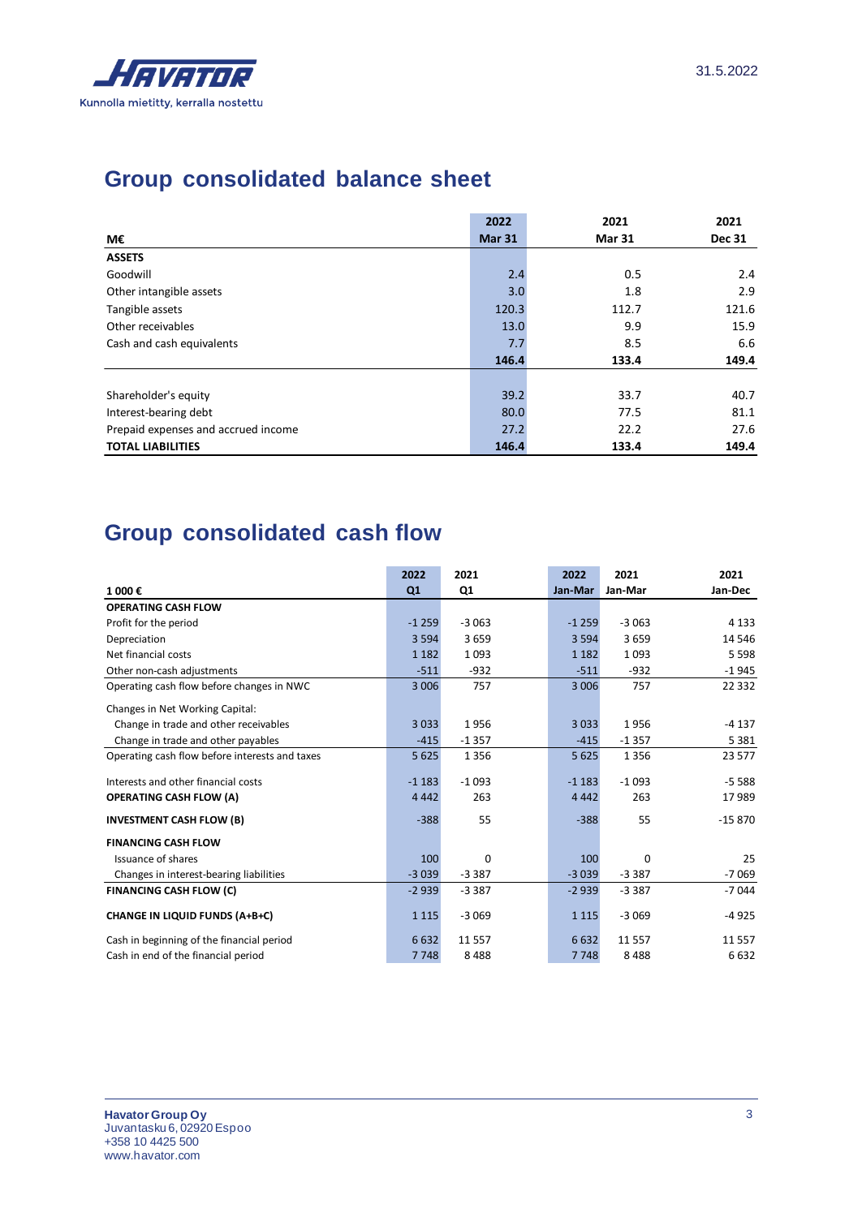## Group consolidated balance sheet

| M€ | 2022 Mar 31 | 2021 Mar 31 | 2021 Dec 31 |
|---|---|---|---|
| **ASSETS** | | | |
| Goodwill | 2.4 | 0.5 | 2.4 |
| Other intangible assets | 3.0 | 1.8 | 2.9 |
| Tangible assets | 120.3 | 112.7 | 121.6 |
| Other receivables | 13.0 | 9.9 | 15.9 |
| Cash and cash equivalents | 7.7 | 8.5 | 6.6 |
| | **146.4** | **133.4** | **149.4** |
| | | | |
| Shareholder's equity | 39.2 | 33.7 | 40.7 |
| Interest-bearing debt | 80.0 | 77.5 | 81.1 |
| Prepaid expenses and accrued income | 27.2 | 22.2 | 27.6 |
| **TOTAL LIABILITIES** | **146.4** | **133.4** | **149.4** |

## Group consolidated cash flow

| 1 000 € | 2022 Q1 | 2021 Q1 | 2022 Jan-Mar | 2021 Jan-Mar | 2021 Jan-Dec |
|---|---|---|---|---|---|
| **OPERATING CASH FLOW** | | | | | |
| Profit for the period | -1 259 | -3 063 | -1 259 | -3 063 | 4 133 |
| Depreciation | 3 594 | 3 659 | 3 594 | 3 659 | 14 546 |
| Net financial costs | 1 182 | 1 093 | 1 182 | 1 093 | 5 598 |
| Other non-cash adjustments | -511 | -932 | -511 | -932 | -1 945 |
| Operating cash flow before changes in NWC | 3 006 | 757 | 3 006 | 757 | 22 332 |
| Changes in Net Working Capital: | | | | | |
| Change in trade and other receivables | 3 033 | 1 956 | 3 033 | 1 956 | -4 137 |
| Change in trade and other payables | -415 | -1 357 | -415 | -1 357 | 5 381 |
| Operating cash flow before interests and taxes | 5 625 | 1 356 | 5 625 | 1 356 | 23 577 |
| Interests and other financial costs | -1 183 | -1 093 | -1 183 | -1 093 | -5 588 |
| **OPERATING CASH FLOW (A)** | 4 442 | 263 | 4 442 | 263 | 17 989 |
| **INVESTMENT CASH FLOW (B)** | -388 | 55 | -388 | 55 | -15 870 |
| **FINANCING CASH FLOW** | | | | | |
| Issuance of shares | 100 | 0 | 100 | 0 | 25 |
| Changes in interest-bearing liabilities | -3 039 | -3 387 | -3 039 | -3 387 | -7 069 |
| **FINANCING CASH FLOW (C)** | -2 939 | -3 387 | -2 939 | -3 387 | -7 044 |
| **CHANGE IN LIQUID FUNDS (A+B+C)** | 1 115 | -3 069 | 1 115 | -3 069 | -4 925 |
| Cash in beginning of the financial period | 6 632 | 11 557 | 6 632 | 11 557 | 11 557 |
| Cash in end of the financial period | 7 748 | 8 488 | 7 748 | 8 488 | 6 632 |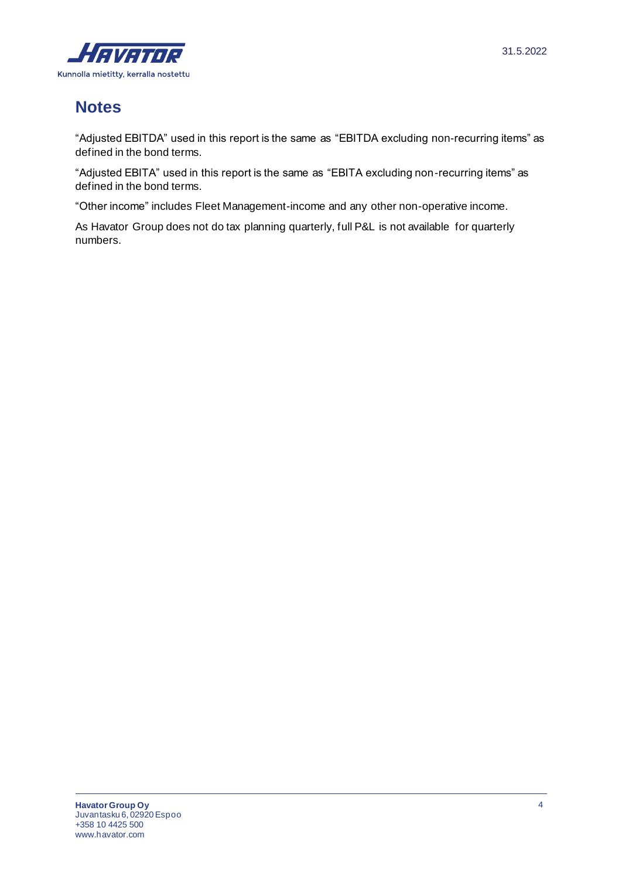## Notes

“Adjusted EBITDA” used in this report is the same as “EBITDA excluding non-recurring items” as defined in the bond terms.

“Adjusted EBITA” used in this report is the same as “EBITA excluding non-recurring items” as defined in the bond terms.

“Other income” includes Fleet Management-income and any other non-operative income.

As Havator Group does not do tax planning quarterly, full P&L is not available for quarterly numbers.